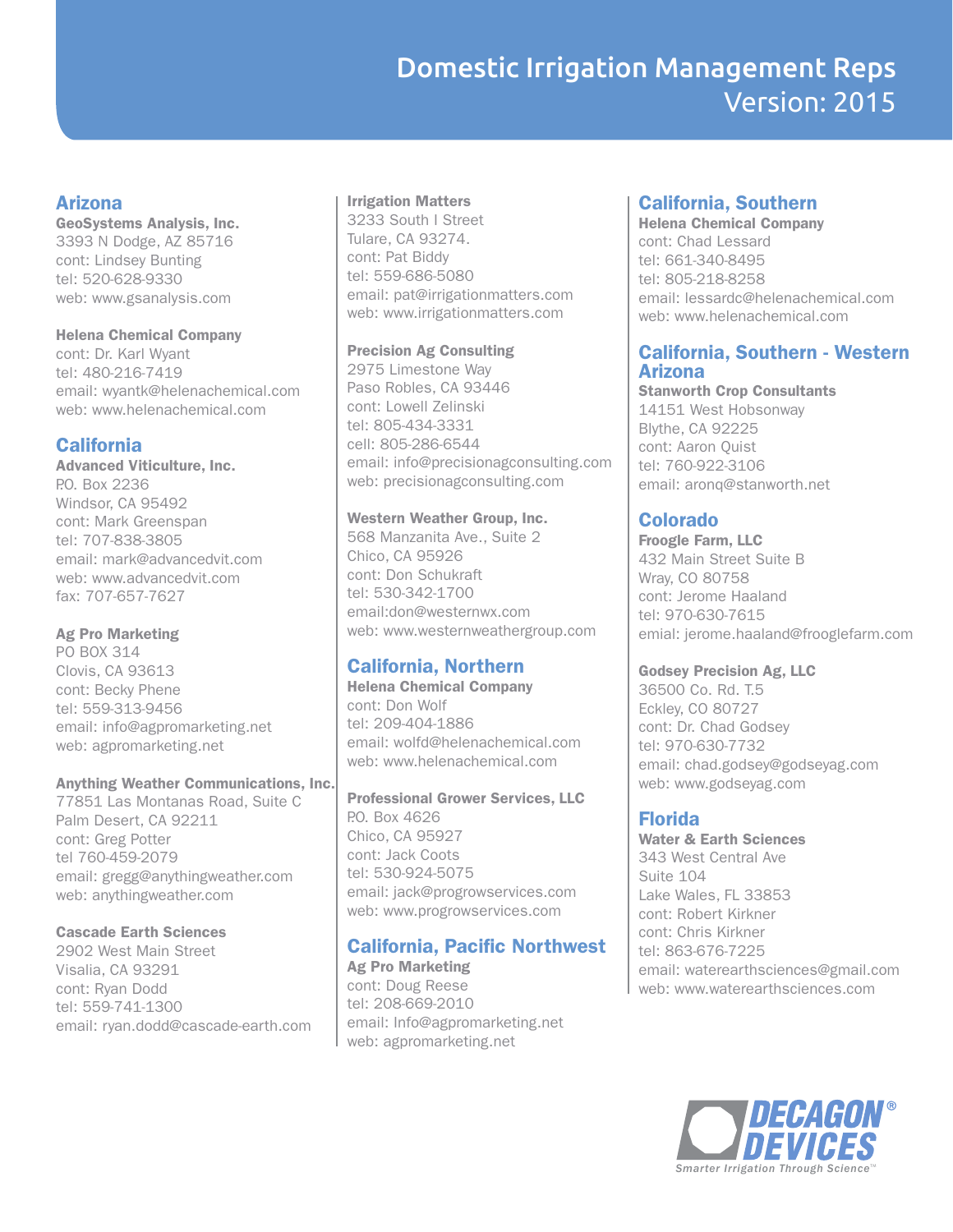# Domestic Irrigation Management Reps
Version: 2015

## Arizona

**GeoSystems Analysis, Inc.**
3393 N Dodge, AZ 85716
cont: Lindsey Bunting
tel: 520-628-9330
web: www.gsanalysis.com

**Helena Chemical Company**
cont: Dr. Karl Wyant
tel: 480-216-7419
email: wyantk@helenachemical.com
web: www.helenachemical.com

## California

**Advanced Viticulture, Inc.**
P.O. Box 2236
Windsor, CA 95492
cont: Mark Greenspan
tel: 707-838-3805
email: mark@advancedvit.com
web: www.advancedvit.com
fax: 707-657-7627

**Ag Pro Marketing**
PO BOX 314
Clovis, CA 93613
cont: Becky Phene
tel: 559-313-9456
email: info@agpromarketing.net
web: agpromarketing.net

**Anything Weather Communications, Inc.**
77851 Las Montanas Road, Suite C
Palm Desert, CA 92211
cont: Greg Potter
tel 760-459-2079
email: gregg@anythingweather.com
web: anythingweather.com

**Cascade Earth Sciences**
2902 West Main Street
Visalia, CA 93291
cont: Ryan Dodd
tel: 559-741-1300
email: ryan.dodd@cascade-earth.com

**Irrigation Matters**
3233 South I Street
Tulare, CA 93274.
cont: Pat Biddy
tel: 559-686-5080
email: pat@irrigationmatters.com
web: www.irrigationmatters.com

**Precision Ag Consulting**
2975 Limestone Way
Paso Robles, CA 93446
cont: Lowell Zelinski
tel: 805-434-3331
cell: 805-286-6544
email: info@precisionagconsulting.com
web: precisionagconsulting.com

**Western Weather Group, Inc.**
568 Manzanita Ave., Suite 2
Chico, CA 95926
cont: Don Schukraft
tel: 530-342-1700
email:don@westernwx.com
web: www.westernweathergroup.com

## California, Northern

**Helena Chemical Company**
cont: Don Wolf
tel: 209-404-1886
email: wolfd@helenachemical.com
web: www.helenachemical.com

**Professional Grower Services, LLC**
P.O. Box 4626
Chico, CA 95927
cont: Jack Coots
tel: 530-924-5075
email: jack@progrowservices.com
web: www.progrowservices.com

## California, Pacific Northwest

**Ag Pro Marketing**
cont: Doug Reese
tel: 208-669-2010
email: Info@agpromarketing.net
web: agpromarketing.net

## California, Southern

**Helena Chemical Company**
cont: Chad Lessard
tel: 661-340-8495
tel: 805-218-8258
email: lessardc@helenachemical.com
web: www.helenachemical.com

## California, Southern - Western Arizona

**Stanworth Crop Consultants**
14151 West Hobsonway
Blythe, CA 92225
cont: Aaron Quist
tel: 760-922-3106
email: aronq@stanworth.net

## Colorado

**Froogle Farm, LLC**
432 Main Street Suite B
Wray, CO 80758
cont: Jerome Haaland
tel: 970-630-7615
emial: jerome.haaland@frooglefarm.com

**Godsey Precision Ag, LLC**
36500 Co. Rd. T.5
Eckley, CO 80727
cont: Dr. Chad Godsey
tel: 970-630-7732
email: chad.godsey@godseyag.com
web: www.godseyag.com

## Florida

**Water & Earth Sciences**
343 West Central Ave
Suite 104
Lake Wales, FL 33853
cont: Robert Kirkner
cont: Chris Kirkner
tel: 863-676-7225
email: waterearthsciences@gmail.com
web: www.waterearthsciences.com

DECAGON DEVICES®
*Smarter Irrigation Through Science™*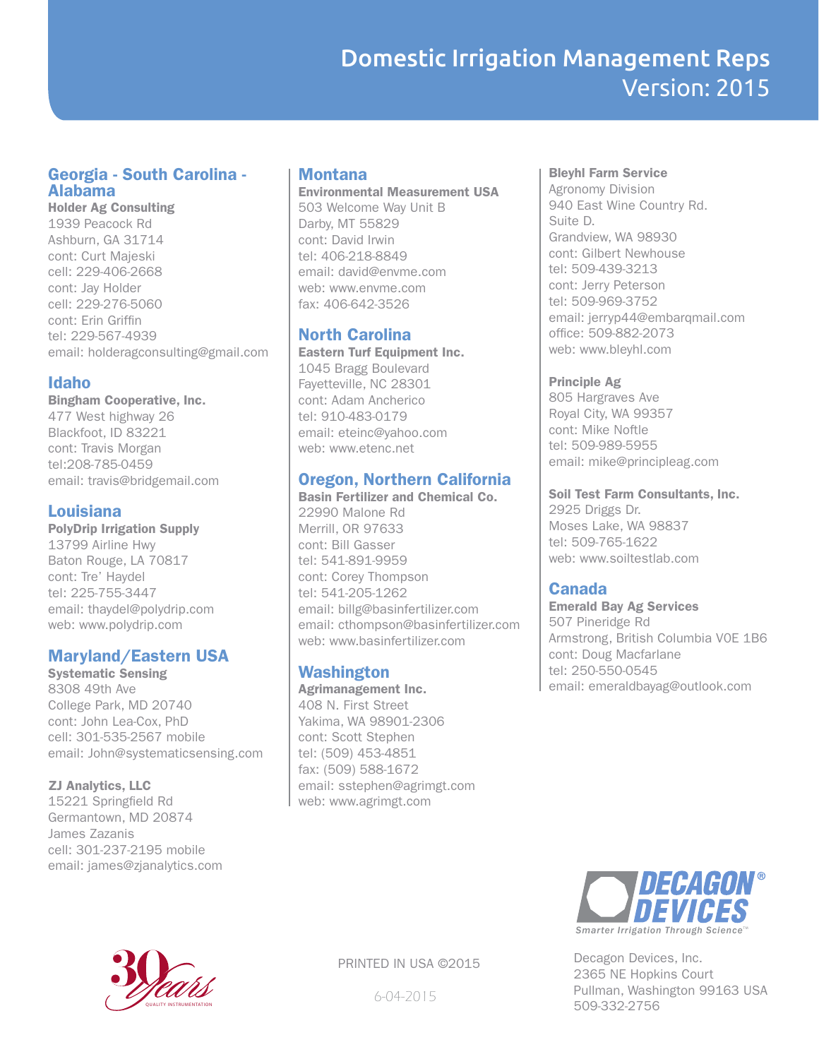# Domestic Irrigation Management Reps
## Version: 2015

### Georgia - South Carolina - Alabama

**Holder Ag Consulting**
1939 Peacock Rd
Ashburn, GA 31714
cont: Curt Majeski
cell: 229-406-2668
cont: Jay Holder
cell: 229-276-5060
cont: Erin Griffin
tel: 229-567-4939
email: holderagconsulting@gmail.com

### Idaho

**Bingham Cooperative, Inc.**
477 West highway 26
Blackfoot, ID 83221
cont: Travis Morgan
tel:208-785-0459
email: travis@bridgemail.com

### Louisiana

**PolyDrip Irrigation Supply**
13799 Airline Hwy
Baton Rouge, LA 70817
cont: Tre' Haydel
tel: 225-755-3447
email: thaydel@polydrip.com
web: www.polydrip.com

### Maryland/Eastern USA

**Systematic Sensing**
8308 49th Ave
College Park, MD 20740
cont: John Lea-Cox, PhD
cell: 301-535-2567 mobile
email: John@systematicsensing.com

**ZJ Analytics, LLC**
15221 Springfield Rd
Germantown, MD 20874
James Zazanis
cell: 301-237-2195 mobile
email: james@zjanalytics.com

### Montana

**Environmental Measurement USA**
503 Welcome Way Unit B
Darby, MT 55829
cont: David Irwin
tel: 406-218-8849
email: david@envme.com
web: www.envme.com
fax: 406-642-3526

### North Carolina

**Eastern Turf Equipment Inc.**
1045 Bragg Boulevard
Fayetteville, NC 28301
cont: Adam Ancherico
tel: 910-483-0179
email: eteinc@yahoo.com
web: www.etenc.net

### Oregon, Northern California

**Basin Fertilizer and Chemical Co.**
22990 Malone Rd
Merrill, OR 97633
cont: Bill Gasser
tel: 541-891-9959
cont: Corey Thompson
tel: 541-205-1262
email: billg@basinfertilizer.com
email: cthompson@basinfertilizer.com
web: www.basinfertilizer.com

### Washington

**Agrimanagement Inc.**
408 N. First Street
Yakima, WA 98901-2306
cont: Scott Stephen
tel: (509) 453-4851
fax: (509) 588-1672
email: sstephen@agrimgt.com
web: www.agrimgt.com

**Bleyhl Farm Service**
Agronomy Division
940 East Wine Country Rd.
Suite D.
Grandview, WA 98930
cont: Gilbert Newhouse
tel: 509-439-3213
cont: Jerry Peterson
tel: 509-969-3752
email: jerryp44@embarqmail.com
office: 509-882-2073
web: www.bleyhl.com

**Principle Ag**
805 Hargraves Ave
Royal City, WA 99357
cont: Mike Noftle
tel: 509-989-5955
email: mike@principleag.com

**Soil Test Farm Consultants, Inc.**
2925 Driggs Dr.
Moses Lake, WA 98837
tel: 509-765-1622
web: www.soiltestlab.com

### Canada

**Emerald Bay Ag Services**
507 Pineridge Rd
Armstrong, British Columbia V0E 1B6
cont: Doug Macfarlane
tel: 250-550-0545
email: emeraldbayag@outlook.com

DECAGON® DEVICES
Smarter Irrigation Through Science™

30 Years QUALITY INSTRUMENTATION

PRINTED IN USA ©2015

6-04-2015

Decagon Devices, Inc.
2365 NE Hopkins Court
Pullman, Washington 99163 USA
509-332-2756